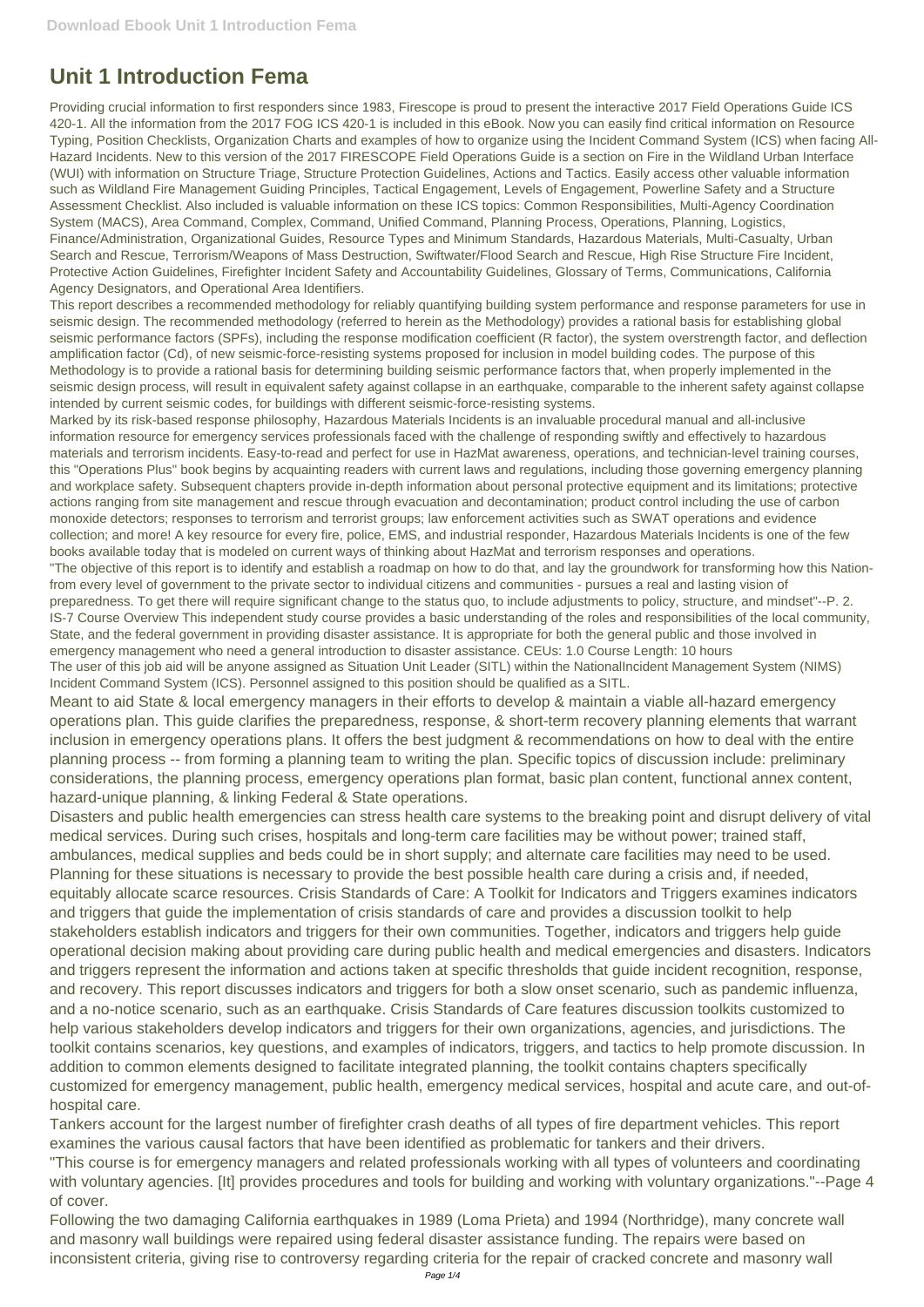# Unit 1 Introduction Fema

Providing crucial information to first responders since 1983, Firescope is proud to present the interactive 2017 Field Operations Guide ICS 420-1. All the information from the 2017 FOG ICS 420-1 is included in this eBook. Now you can easily find critical information on Resource Typing, Position Checklists, Organization Charts and examples of how to organize using the Incident Command System (ICS) when facing All-Hazard Incidents. New to this version of the 2017 FIRESCOPE Field Operations Guide is a section on Fire in the Wildland Urban Interface (WUI) with information on Structure Triage, Structure Protection Guidelines, Actions and Tactics. Easily access other valuable information such as Wildland Fire Management Guiding Principles, Tactical Engagement, Levels of Engagement, Powerline Safety and a Structure Assessment Checklist. Also included is valuable information on these ICS topics: Common Responsibilities, Multi-Agency Coordination System (MACS), Area Command, Complex, Command, Unified Command, Planning Process, Operations, Planning, Logistics, Finance/Administration, Organizational Guides, Resource Types and Minimum Standards, Hazardous Materials, Multi-Casualty, Urban Search and Rescue, Terrorism/Weapons of Mass Destruction, Swiftwater/Flood Search and Rescue, High Rise Structure Fire Incident, Protective Action Guidelines, Firefighter Incident Safety and Accountability Guidelines, Glossary of Terms, Communications, California Agency Designators, and Operational Area Identifiers.

This report describes a recommended methodology for reliably quantifying building system performance and response parameters for use in seismic design. The recommended methodology (referred to herein as the Methodology) provides a rational basis for establishing global seismic performance factors (SPFs), including the response modification coefficient (R factor), the system overstrength factor, and deflection amplification factor (Cd), of new seismic-force-resisting systems proposed for inclusion in model building codes. The purpose of this Methodology is to provide a rational basis for determining building seismic performance factors that, when properly implemented in the seismic design process, will result in equivalent safety against collapse in an earthquake, comparable to the inherent safety against collapse intended by current seismic codes, for buildings with different seismic-force-resisting systems.

Marked by its risk-based response philosophy, Hazardous Materials Incidents is an invaluable procedural manual and all-inclusive information resource for emergency services professionals faced with the challenge of responding swiftly and effectively to hazardous materials and terrorism incidents. Easy-to-read and perfect for use in HazMat awareness, operations, and technician-level training courses, this "Operations Plus" book begins by acquainting readers with current laws and regulations, including those governing emergency planning and workplace safety. Subsequent chapters provide in-depth information about personal protective equipment and its limitations; protective actions ranging from site management and rescue through evacuation and decontamination; product control including the use of carbon monoxide detectors; responses to terrorism and terrorist groups; law enforcement activities such as SWAT operations and evidence collection; and more! A key resource for every fire, police, EMS, and industrial responder, Hazardous Materials Incidents is one of the few books available today that is modeled on current ways of thinking about HazMat and terrorism responses and operations.

"The objective of this report is to identify and establish a roadmap on how to do that, and lay the groundwork for transforming how this Nation-from every level of government to the private sector to individual citizens and communities - pursues a real and lasting vision of preparedness. To get there will require significant change to the status quo, to include adjustments to policy, structure, and mindset"--P. 2.

IS-7 Course Overview This independent study course provides a basic understanding of the roles and responsibilities of the local community, State, and the federal government in providing disaster assistance. It is appropriate for both the general public and those involved in emergency management who need a general introduction to disaster assistance. CEUs: 1.0 Course Length: 10 hours

The user of this job aid will be anyone assigned as Situation Unit Leader (SITL) within the NationalIncident Management System (NIMS) Incident Command System (ICS). Personnel assigned to this position should be qualified as a SITL.

Meant to aid State & local emergency managers in their efforts to develop & maintain a viable all-hazard emergency operations plan. This guide clarifies the preparedness, response, & short-term recovery planning elements that warrant inclusion in emergency operations plans. It offers the best judgment & recommendations on how to deal with the entire planning process -- from forming a planning team to writing the plan. Specific topics of discussion include: preliminary considerations, the planning process, emergency operations plan format, basic plan content, functional annex content, hazard-unique planning, & linking Federal & State operations.

Disasters and public health emergencies can stress health care systems to the breaking point and disrupt delivery of vital medical services. During such crises, hospitals and long-term care facilities may be without power; trained staff, ambulances, medical supplies and beds could be in short supply; and alternate care facilities may need to be used. Planning for these situations is necessary to provide the best possible health care during a crisis and, if needed, equitably allocate scarce resources. Crisis Standards of Care: A Toolkit for Indicators and Triggers examines indicators and triggers that guide the implementation of crisis standards of care and provides a discussion toolkit to help stakeholders establish indicators and triggers for their own communities. Together, indicators and triggers help guide operational decision making about providing care during public health and medical emergencies and disasters. Indicators and triggers represent the information and actions taken at specific thresholds that guide incident recognition, response, and recovery. This report discusses indicators and triggers for both a slow onset scenario, such as pandemic influenza, and a no-notice scenario, such as an earthquake. Crisis Standards of Care features discussion toolkits customized to help various stakeholders develop indicators and triggers for their own organizations, agencies, and jurisdictions. The toolkit contains scenarios, key questions, and examples of indicators, triggers, and tactics to help promote discussion. In addition to common elements designed to facilitate integrated planning, the toolkit contains chapters specifically customized for emergency management, public health, emergency medical services, hospital and acute care, and out-of-hospital care.

Tankers account for the largest number of firefighter crash deaths of all types of fire department vehicles. This report examines the various causal factors that have been identified as problematic for tankers and their drivers.

"This course is for emergency managers and related professionals working with all types of volunteers and coordinating with voluntary agencies. [It] provides procedures and tools for building and working with voluntary organizations."--Page 4 of cover.

Following the two damaging California earthquakes in 1989 (Loma Prieta) and 1994 (Northridge), many concrete wall and masonry wall buildings were repaired using federal disaster assistance funding. The repairs were based on inconsistent criteria, giving rise to controversy regarding criteria for the repair of cracked concrete and masonry wall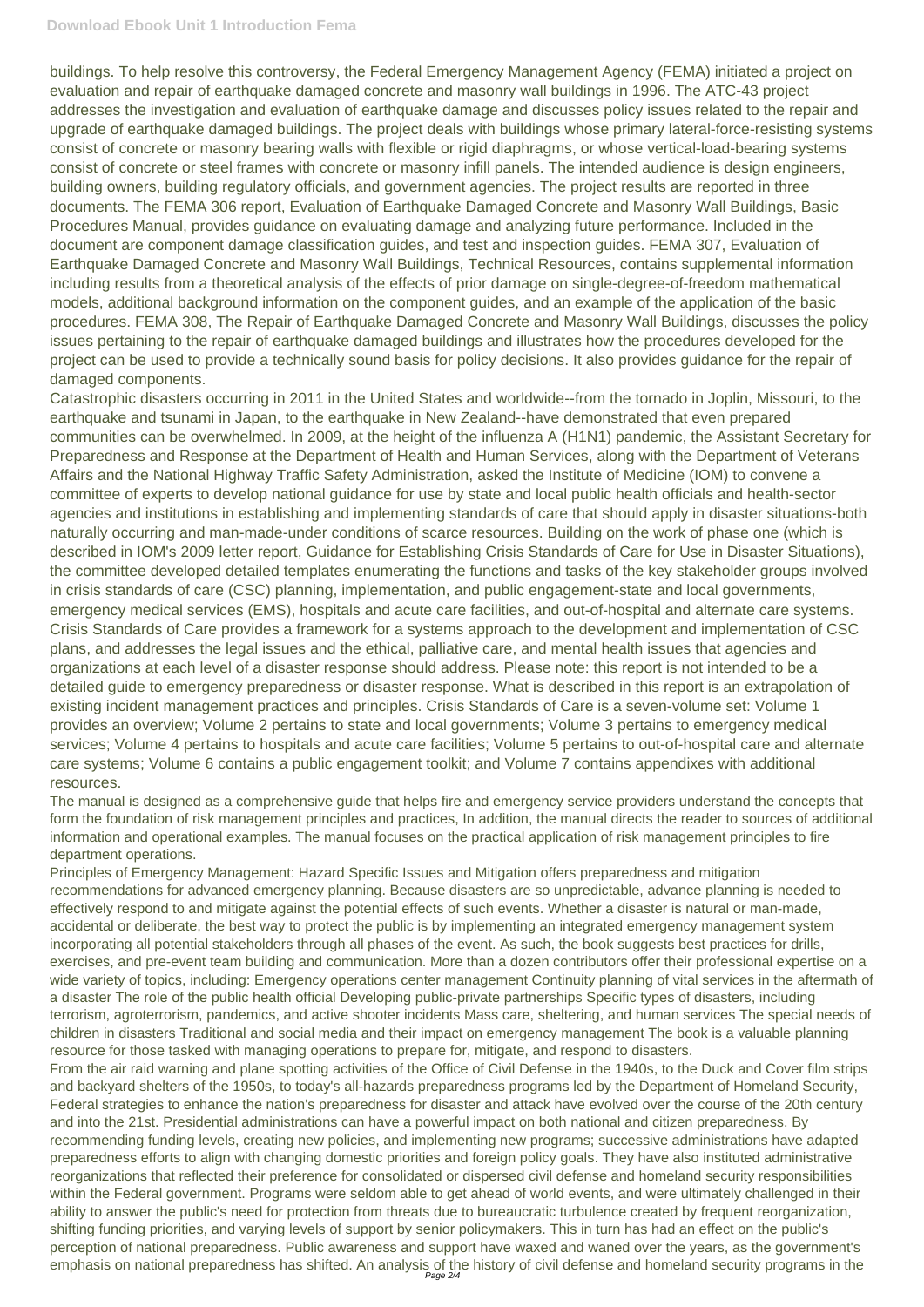buildings. To help resolve this controversy, the Federal Emergency Management Agency (FEMA) initiated a project on evaluation and repair of earthquake damaged concrete and masonry wall buildings in 1996. The ATC-43 project addresses the investigation and evaluation of earthquake damage and discusses policy issues related to the repair and upgrade of earthquake damaged buildings. The project deals with buildings whose primary lateral-force-resisting systems consist of concrete or masonry bearing walls with flexible or rigid diaphragms, or whose vertical-load-bearing systems consist of concrete or steel frames with concrete or masonry infill panels. The intended audience is design engineers, building owners, building regulatory officials, and government agencies. The project results are reported in three documents. The FEMA 306 report, Evaluation of Earthquake Damaged Concrete and Masonry Wall Buildings, Basic Procedures Manual, provides guidance on evaluating damage and analyzing future performance. Included in the document are component damage classification guides, and test and inspection guides. FEMA 307, Evaluation of Earthquake Damaged Concrete and Masonry Wall Buildings, Technical Resources, contains supplemental information including results from a theoretical analysis of the effects of prior damage on single-degree-of-freedom mathematical models, additional background information on the component guides, and an example of the application of the basic procedures. FEMA 308, The Repair of Earthquake Damaged Concrete and Masonry Wall Buildings, discusses the policy issues pertaining to the repair of earthquake damaged buildings and illustrates how the procedures developed for the project can be used to provide a technically sound basis for policy decisions. It also provides guidance for the repair of damaged components.

Catastrophic disasters occurring in 2011 in the United States and worldwide--from the tornado in Joplin, Missouri, to the earthquake and tsunami in Japan, to the earthquake in New Zealand--have demonstrated that even prepared communities can be overwhelmed. In 2009, at the height of the influenza A (H1N1) pandemic, the Assistant Secretary for Preparedness and Response at the Department of Health and Human Services, along with the Department of Veterans Affairs and the National Highway Traffic Safety Administration, asked the Institute of Medicine (IOM) to convene a committee of experts to develop national guidance for use by state and local public health officials and health-sector agencies and institutions in establishing and implementing standards of care that should apply in disaster situations-both naturally occurring and man-made-under conditions of scarce resources. Building on the work of phase one (which is described in IOM's 2009 letter report, Guidance for Establishing Crisis Standards of Care for Use in Disaster Situations), the committee developed detailed templates enumerating the functions and tasks of the key stakeholder groups involved in crisis standards of care (CSC) planning, implementation, and public engagement-state and local governments, emergency medical services (EMS), hospitals and acute care facilities, and out-of-hospital and alternate care systems. Crisis Standards of Care provides a framework for a systems approach to the development and implementation of CSC plans, and addresses the legal issues and the ethical, palliative care, and mental health issues that agencies and organizations at each level of a disaster response should address. Please note: this report is not intended to be a detailed guide to emergency preparedness or disaster response. What is described in this report is an extrapolation of existing incident management practices and principles. Crisis Standards of Care is a seven-volume set: Volume 1 provides an overview; Volume 2 pertains to state and local governments; Volume 3 pertains to emergency medical services; Volume 4 pertains to hospitals and acute care facilities; Volume 5 pertains to out-of-hospital care and alternate care systems; Volume 6 contains a public engagement toolkit; and Volume 7 contains appendixes with additional resources.

The manual is designed as a comprehensive guide that helps fire and emergency service providers understand the concepts that form the foundation of risk management principles and practices, In addition, the manual directs the reader to sources of additional information and operational examples. The manual focuses on the practical application of risk management principles to fire department operations.

Principles of Emergency Management: Hazard Specific Issues and Mitigation offers preparedness and mitigation recommendations for advanced emergency planning. Because disasters are so unpredictable, advance planning is needed to effectively respond to and mitigate against the potential effects of such events. Whether a disaster is natural or man-made, accidental or deliberate, the best way to protect the public is by implementing an integrated emergency management system incorporating all potential stakeholders through all phases of the event. As such, the book suggests best practices for drills, exercises, and pre-event team building and communication. More than a dozen contributors offer their professional expertise on a wide variety of topics, including: Emergency operations center management Continuity planning of vital services in the aftermath of a disaster The role of the public health official Developing public-private partnerships Specific types of disasters, including terrorism, agroterrorism, pandemics, and active shooter incidents Mass care, sheltering, and human services The special needs of children in disasters Traditional and social media and their impact on emergency management The book is a valuable planning resource for those tasked with managing operations to prepare for, mitigate, and respond to disasters.

From the air raid warning and plane spotting activities of the Office of Civil Defense in the 1940s, to the Duck and Cover film strips and backyard shelters of the 1950s, to today's all-hazards preparedness programs led by the Department of Homeland Security, Federal strategies to enhance the nation's preparedness for disaster and attack have evolved over the course of the 20th century and into the 21st. Presidential administrations can have a powerful impact on both national and citizen preparedness. By recommending funding levels, creating new policies, and implementing new programs; successive administrations have adapted preparedness efforts to align with changing domestic priorities and foreign policy goals. They have also instituted administrative reorganizations that reflected their preference for consolidated or dispersed civil defense and homeland security responsibilities within the Federal government. Programs were seldom able to get ahead of world events, and were ultimately challenged in their ability to answer the public's need for protection from threats due to bureaucratic turbulence created by frequent reorganization, shifting funding priorities, and varying levels of support by senior policymakers. This in turn has had an effect on the public's perception of national preparedness. Public awareness and support have waxed and waned over the years, as the government's emphasis on national preparedness has shifted. An analysis of the history of civil defense and homeland security programs in the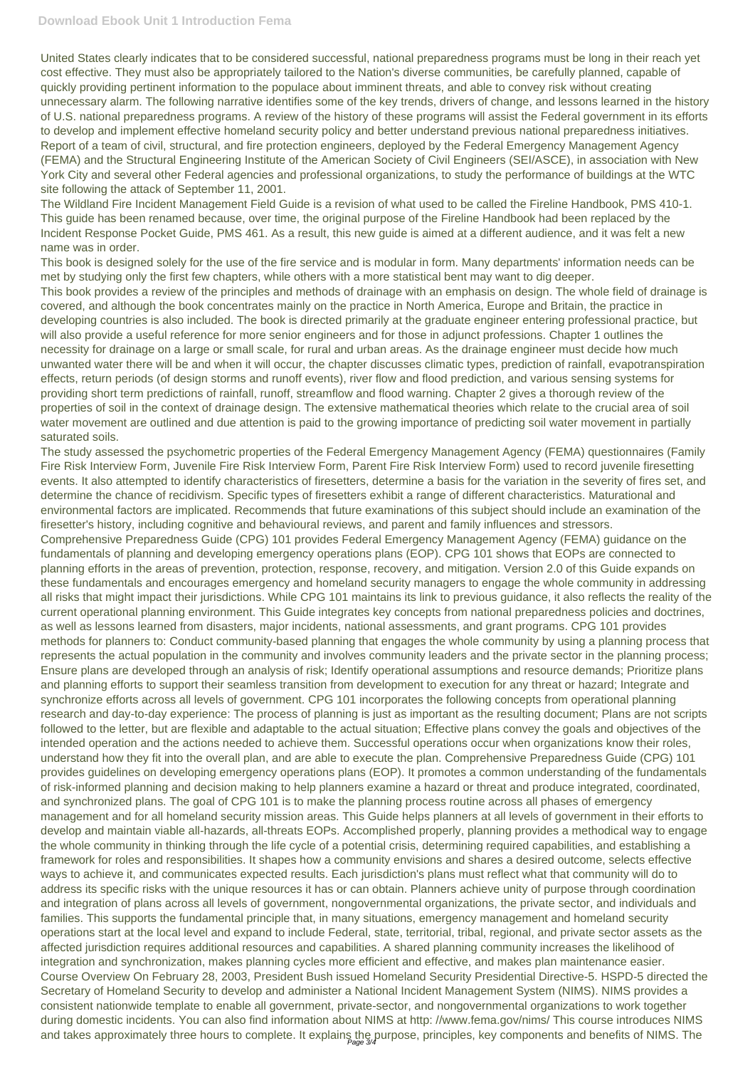United States clearly indicates that to be considered successful, national preparedness programs must be long in their reach yet cost effective. They must also be appropriately tailored to the Nation's diverse communities, be carefully planned, capable of quickly providing pertinent information to the populace about imminent threats, and able to convey risk without creating unnecessary alarm. The following narrative identifies some of the key trends, drivers of change, and lessons learned in the history of U.S. national preparedness programs. A review of the history of these programs will assist the Federal government in its efforts to develop and implement effective homeland security policy and better understand previous national preparedness initiatives.

Report of a team of civil, structural, and fire protection engineers, deployed by the Federal Emergency Management Agency (FEMA) and the Structural Engineering Institute of the American Society of Civil Engineers (SEI/ASCE), in association with New York City and several other Federal agencies and professional organizations, to study the performance of buildings at the WTC site following the attack of September 11, 2001.

The Wildland Fire Incident Management Field Guide is a revision of what used to be called the Fireline Handbook, PMS 410-1. This guide has been renamed because, over time, the original purpose of the Fireline Handbook had been replaced by the Incident Response Pocket Guide, PMS 461. As a result, this new guide is aimed at a different audience, and it was felt a new name was in order.

This book is designed solely for the use of the fire service and is modular in form. Many departments' information needs can be met by studying only the first few chapters, while others with a more statistical bent may want to dig deeper.

This book provides a review of the principles and methods of drainage with an emphasis on design. The whole field of drainage is covered, and although the book concentrates mainly on the practice in North America, Europe and Britain, the practice in developing countries is also included. The book is directed primarily at the graduate engineer entering professional practice, but will also provide a useful reference for more senior engineers and for those in adjunct professions. Chapter 1 outlines the necessity for drainage on a large or small scale, for rural and urban areas. As the drainage engineer must decide how much unwanted water there will be and when it will occur, the chapter discusses climatic types, prediction of rainfall, evapotranspiration effects, return periods (of design storms and runoff events), river flow and flood prediction, and various sensing systems for providing short term predictions of rainfall, runoff, streamflow and flood warning. Chapter 2 gives a thorough review of the properties of soil in the context of drainage design. The extensive mathematical theories which relate to the crucial area of soil water movement are outlined and due attention is paid to the growing importance of predicting soil water movement in partially saturated soils.

The study assessed the psychometric properties of the Federal Emergency Management Agency (FEMA) questionnaires (Family Fire Risk Interview Form, Juvenile Fire Risk Interview Form, Parent Fire Risk Interview Form) used to record juvenile firesetting events. It also attempted to identify characteristics of firesetters, determine a basis for the variation in the severity of fires set, and determine the chance of recidivism. Specific types of firesetters exhibit a range of different characteristics. Maturational and environmental factors are implicated. Recommends that future examinations of this subject should include an examination of the firesetter's history, including cognitive and behavioural reviews, and parent and family influences and stressors.

Comprehensive Preparedness Guide (CPG) 101 provides Federal Emergency Management Agency (FEMA) guidance on the fundamentals of planning and developing emergency operations plans (EOP). CPG 101 shows that EOPs are connected to planning efforts in the areas of prevention, protection, response, recovery, and mitigation. Version 2.0 of this Guide expands on these fundamentals and encourages emergency and homeland security managers to engage the whole community in addressing all risks that might impact their jurisdictions. While CPG 101 maintains its link to previous guidance, it also reflects the reality of the current operational planning environment. This Guide integrates key concepts from national preparedness policies and doctrines, as well as lessons learned from disasters, major incidents, national assessments, and grant programs. CPG 101 provides methods for planners to: Conduct community-based planning that engages the whole community by using a planning process that represents the actual population in the community and involves community leaders and the private sector in the planning process; Ensure plans are developed through an analysis of risk; Identify operational assumptions and resource demands; Prioritize plans and planning efforts to support their seamless transition from development to execution for any threat or hazard; Integrate and synchronize efforts across all levels of government. CPG 101 incorporates the following concepts from operational planning research and day-to-day experience: The process of planning is just as important as the resulting document; Plans are not scripts followed to the letter, but are flexible and adaptable to the actual situation; Effective plans convey the goals and objectives of the intended operation and the actions needed to achieve them. Successful operations occur when organizations know their roles, understand how they fit into the overall plan, and are able to execute the plan. Comprehensive Preparedness Guide (CPG) 101 provides guidelines on developing emergency operations plans (EOP). It promotes a common understanding of the fundamentals of risk-informed planning and decision making to help planners examine a hazard or threat and produce integrated, coordinated, and synchronized plans. The goal of CPG 101 is to make the planning process routine across all phases of emergency management and for all homeland security mission areas. This Guide helps planners at all levels of government in their efforts to develop and maintain viable all-hazards, all-threats EOPs. Accomplished properly, planning provides a methodical way to engage the whole community in thinking through the life cycle of a potential crisis, determining required capabilities, and establishing a framework for roles and responsibilities. It shapes how a community envisions and shares a desired outcome, selects effective ways to achieve it, and communicates expected results. Each jurisdiction's plans must reflect what that community will do to address its specific risks with the unique resources it has or can obtain. Planners achieve unity of purpose through coordination and integration of plans across all levels of government, nongovernmental organizations, the private sector, and individuals and families. This supports the fundamental principle that, in many situations, emergency management and homeland security operations start at the local level and expand to include Federal, state, territorial, tribal, regional, and private sector assets as the affected jurisdiction requires additional resources and capabilities. A shared planning community increases the likelihood of integration and synchronization, makes planning cycles more efficient and effective, and makes plan maintenance easier.

Course Overview On February 28, 2003, President Bush issued Homeland Security Presidential Directive-5. HSPD-5 directed the Secretary of Homeland Security to develop and administer a National Incident Management System (NIMS). NIMS provides a consistent nationwide template to enable all government, private-sector, and nongovernmental organizations to work together during domestic incidents. You can also find information about NIMS at http: //www.fema.gov/nims/ This course introduces NIMS and takes approximately three hours to complete. It explains the purpose, principles, key components and benefits of NIMS. The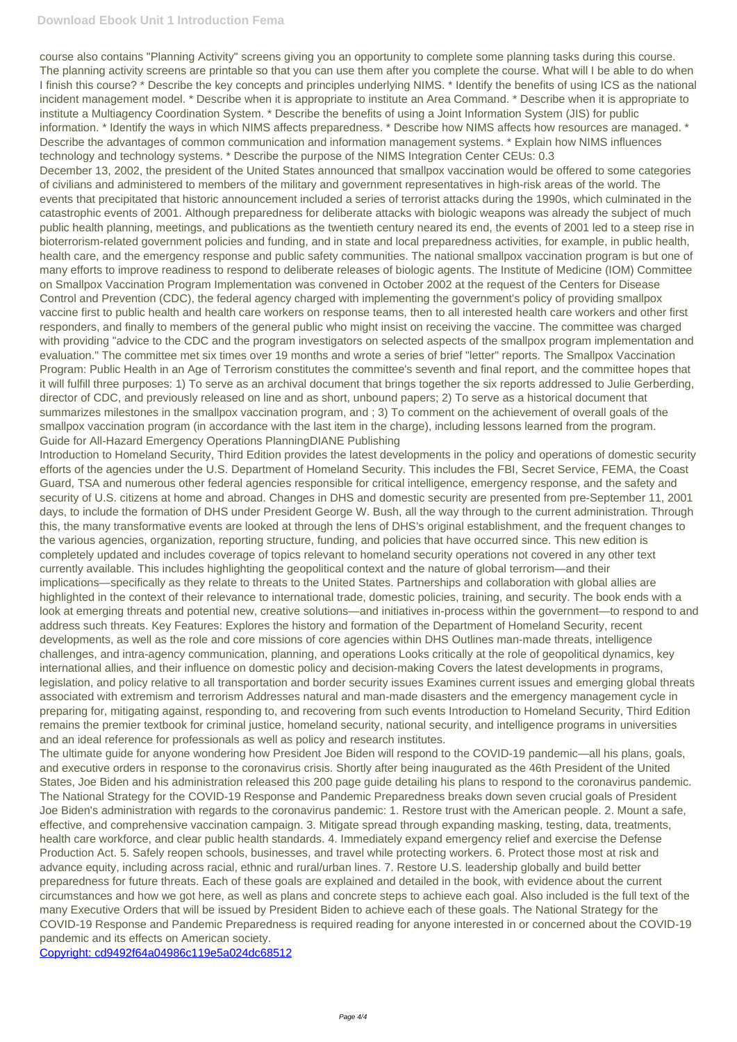course also contains "Planning Activity" screens giving you an opportunity to complete some planning tasks during this course. The planning activity screens are printable so that you can use them after you complete the course. What will I be able to do when I finish this course? * Describe the key concepts and principles underlying NIMS. * Identify the benefits of using ICS as the national incident management model. * Describe when it is appropriate to institute an Area Command. * Describe when it is appropriate to institute a Multiagency Coordination System. * Describe the benefits of using a Joint Information System (JIS) for public information. * Identify the ways in which NIMS affects preparedness. * Describe how NIMS affects how resources are managed. * Describe the advantages of common communication and information management systems. * Explain how NIMS influences technology and technology systems. * Describe the purpose of the NIMS Integration Center CEUs: 0.3

December 13, 2002, the president of the United States announced that smallpox vaccination would be offered to some categories of civilians and administered to members of the military and government representatives in high-risk areas of the world. The events that precipitated that historic announcement included a series of terrorist attacks during the 1990s, which culminated in the catastrophic events of 2001. Although preparedness for deliberate attacks with biologic weapons was already the subject of much public health planning, meetings, and publications as the twentieth century neared its end, the events of 2001 led to a steep rise in bioterrorism-related government policies and funding, and in state and local preparedness activities, for example, in public health, health care, and the emergency response and public safety communities. The national smallpox vaccination program is but one of many efforts to improve readiness to respond to deliberate releases of biologic agents. The Institute of Medicine (IOM) Committee on Smallpox Vaccination Program Implementation was convened in October 2002 at the request of the Centers for Disease Control and Prevention (CDC), the federal agency charged with implementing the government's policy of providing smallpox vaccine first to public health and health care workers on response teams, then to all interested health care workers and other first responders, and finally to members of the general public who might insist on receiving the vaccine. The committee was charged with providing "advice to the CDC and the program investigators on selected aspects of the smallpox program implementation and evaluation." The committee met six times over 19 months and wrote a series of brief "letter" reports. The Smallpox Vaccination Program: Public Health in an Age of Terrorism constitutes the committee's seventh and final report, and the committee hopes that it will fulfill three purposes: 1) To serve as an archival document that brings together the six reports addressed to Julie Gerberding, director of CDC, and previously released on line and as short, unbound papers; 2) To serve as a historical document that summarizes milestones in the smallpox vaccination program, and ; 3) To comment on the achievement of overall goals of the smallpox vaccination program (in accordance with the last item in the charge), including lessons learned from the program.

Guide for All-Hazard Emergency Operations PlanningDIANE Publishing

Introduction to Homeland Security, Third Edition provides the latest developments in the policy and operations of domestic security efforts of the agencies under the U.S. Department of Homeland Security. This includes the FBI, Secret Service, FEMA, the Coast Guard, TSA and numerous other federal agencies responsible for critical intelligence, emergency response, and the safety and security of U.S. citizens at home and abroad. Changes in DHS and domestic security are presented from pre-September 11, 2001 days, to include the formation of DHS under President George W. Bush, all the way through to the current administration. Through this, the many transformative events are looked at through the lens of DHS's original establishment, and the frequent changes to the various agencies, organization, reporting structure, funding, and policies that have occurred since. This new edition is completely updated and includes coverage of topics relevant to homeland security operations not covered in any other text currently available. This includes highlighting the geopolitical context and the nature of global terrorism—and their implications—specifically as they relate to threats to the United States. Partnerships and collaboration with global allies are highlighted in the context of their relevance to international trade, domestic policies, training, and security. The book ends with a look at emerging threats and potential new, creative solutions—and initiatives in-process within the government—to respond to and address such threats. Key Features: Explores the history and formation of the Department of Homeland Security, recent developments, as well as the role and core missions of core agencies within DHS Outlines man-made threats, intelligence challenges, and intra-agency communication, planning, and operations Looks critically at the role of geopolitical dynamics, key international allies, and their influence on domestic policy and decision-making Covers the latest developments in programs, legislation, and policy relative to all transportation and border security issues Examines current issues and emerging global threats associated with extremism and terrorism Addresses natural and man-made disasters and the emergency management cycle in preparing for, mitigating against, responding to, and recovering from such events Introduction to Homeland Security, Third Edition remains the premier textbook for criminal justice, homeland security, national security, and intelligence programs in universities and an ideal reference for professionals as well as policy and research institutes.

The ultimate guide for anyone wondering how President Joe Biden will respond to the COVID-19 pandemic—all his plans, goals, and executive orders in response to the coronavirus crisis. Shortly after being inaugurated as the 46th President of the United States, Joe Biden and his administration released this 200 page guide detailing his plans to respond to the coronavirus pandemic. The National Strategy for the COVID-19 Response and Pandemic Preparedness breaks down seven crucial goals of President Joe Biden's administration with regards to the coronavirus pandemic: 1. Restore trust with the American people. 2. Mount a safe, effective, and comprehensive vaccination campaign. 3. Mitigate spread through expanding masking, testing, data, treatments, health care workforce, and clear public health standards. 4. Immediately expand emergency relief and exercise the Defense Production Act. 5. Safely reopen schools, businesses, and travel while protecting workers. 6. Protect those most at risk and advance equity, including across racial, ethnic and rural/urban lines. 7. Restore U.S. leadership globally and build better preparedness for future threats. Each of these goals are explained and detailed in the book, with evidence about the current circumstances and how we got here, as well as plans and concrete steps to achieve each goal. Also included is the full text of the many Executive Orders that will be issued by President Biden to achieve each of these goals. The National Strategy for the COVID-19 Response and Pandemic Preparedness is required reading for anyone interested in or concerned about the COVID-19 pandemic and its effects on American society.

Copyright: cd9492f64a04986c119e5a024dc68512